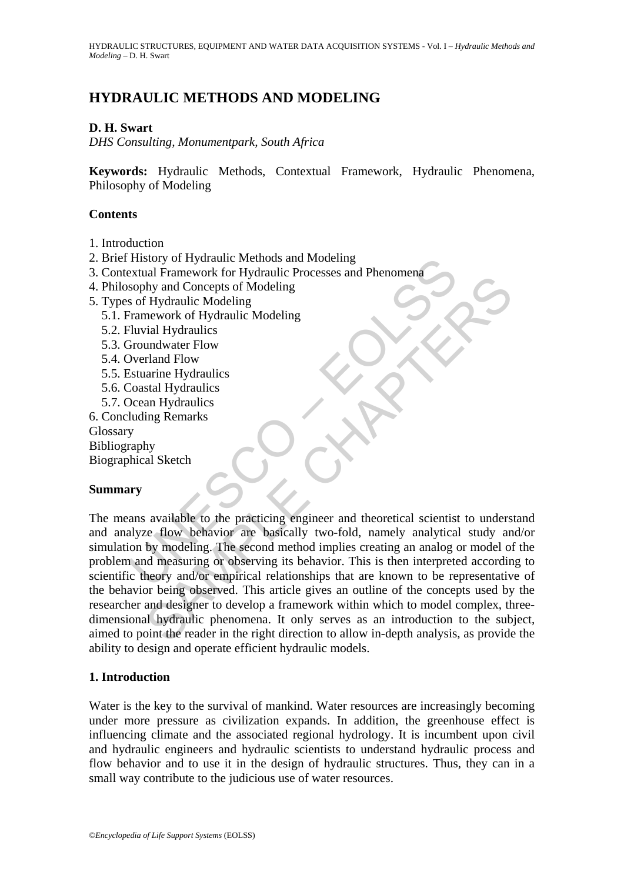# HYDRAULIC METHODS AND MODELING

**D. H. Swart**

*DHS Consulting, Monumentpark, South Africa*

**Keywords:** Hydraulic Methods, Contextual Framework, Hydraulic Phenomena, Philosophy of Modeling

## Contents

1. Introduction
2. Brief History of Hydraulic Methods and Modeling
3. Contextual Framework for Hydraulic Processes and Phenomena
4. Philosophy and Concepts of Modeling
5. Types of Hydraulic Modeling
   - 5.1. Framework of Hydraulic Modeling
   - 5.2. Fluvial Hydraulics
   - 5.3. Groundwater Flow
   - 5.4. Overland Flow
   - 5.5. Estuarine Hydraulics
   - 5.6. Coastal Hydraulics
   - 5.7. Ocean Hydraulics
6. Concluding Remarks

Glossary
Bibliography
Biographical Sketch

## Summary

The means available to the practicing engineer and theoretical scientist to understand and analyze flow behavior are basically two-fold, namely analytical study and/or simulation by modeling. The second method implies creating an analog or model of the problem and measuring or observing its behavior. This is then interpreted according to scientific theory and/or empirical relationships that are known to be representative of the behavior being observed. This article gives an outline of the concepts used by the researcher and designer to develop a framework within which to model complex, three-dimensional hydraulic phenomena. It only serves as an introduction to the subject, aimed to point the reader in the right direction to allow in-depth analysis, as provide the ability to design and operate efficient hydraulic models.

## 1. Introduction

Water is the key to the survival of mankind. Water resources are increasingly becoming under more pressure as civilization expands. In addition, the greenhouse effect is influencing climate and the associated regional hydrology. It is incumbent upon civil and hydraulic engineers and hydraulic scientists to understand hydraulic process and flow behavior and to use it in the design of hydraulic structures. Thus, they can in a small way contribute to the judicious use of water resources.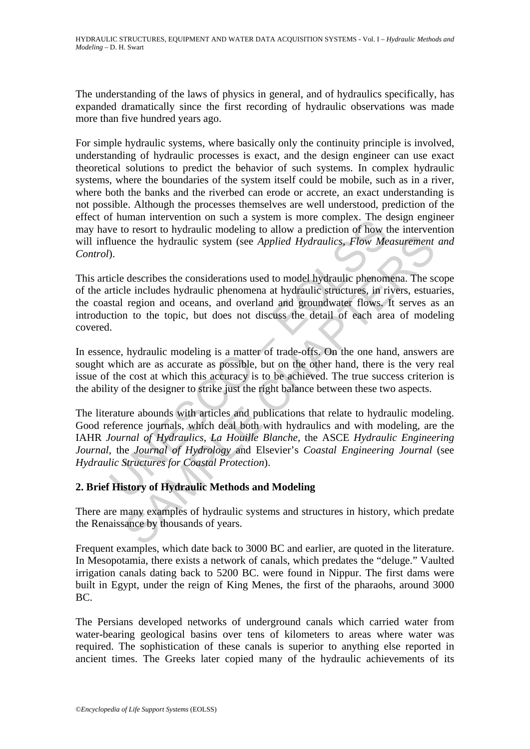The understanding of the laws of physics in general, and of hydraulics specifically, has expanded dramatically since the first recording of hydraulic observations was made more than five hundred years ago.

For simple hydraulic systems, where basically only the continuity principle is involved, understanding of hydraulic processes is exact, and the design engineer can use exact theoretical solutions to predict the behavior of such systems. In complex hydraulic systems, where the boundaries of the system itself could be mobile, such as in a river, where both the banks and the riverbed can erode or accrete, an exact understanding is not possible. Although the processes themselves are well understood, prediction of the effect of human intervention on such a system is more complex. The design engineer may have to resort to hydraulic modeling to allow a prediction of how the intervention will influence the hydraulic system (see *Applied Hydraulics, Flow Measurement and Control*).

This article describes the considerations used to model hydraulic phenomena. The scope of the article includes hydraulic phenomena at hydraulic structures, in rivers, estuaries, the coastal region and oceans, and overland and groundwater flows. It serves as an introduction to the topic, but does not discuss the detail of each area of modeling covered.

In essence, hydraulic modeling is a matter of trade-offs. On the one hand, answers are sought which are as accurate as possible, but on the other hand, there is the very real issue of the cost at which this accuracy is to be achieved. The true success criterion is the ability of the designer to strike just the right balance between these two aspects.

The literature abounds with articles and publications that relate to hydraulic modeling. Good reference journals, which deal both with hydraulics and with modeling, are the IAHR *Journal of Hydraulics*, *La Houille Blanche*, the ASCE *Hydraulic Engineering Journal*, the *Journal of Hydrology* and Elsevier's *Coastal Engineering Journal* (see *Hydraulic Structures for Coastal Protection*).

## 2. Brief History of Hydraulic Methods and Modeling

There are many examples of hydraulic systems and structures in history, which predate the Renaissance by thousands of years.

Frequent examples, which date back to 3000 BC and earlier, are quoted in the literature. In Mesopotamia, there exists a network of canals, which predates the "deluge." Vaulted irrigation canals dating back to 5200 BC. were found in Nippur. The first dams were built in Egypt, under the reign of King Menes, the first of the pharaohs, around 3000 BC.

The Persians developed networks of underground canals which carried water from water-bearing geological basins over tens of kilometers to areas where water was required. The sophistication of these canals is superior to anything else reported in ancient times. The Greeks later copied many of the hydraulic achievements of its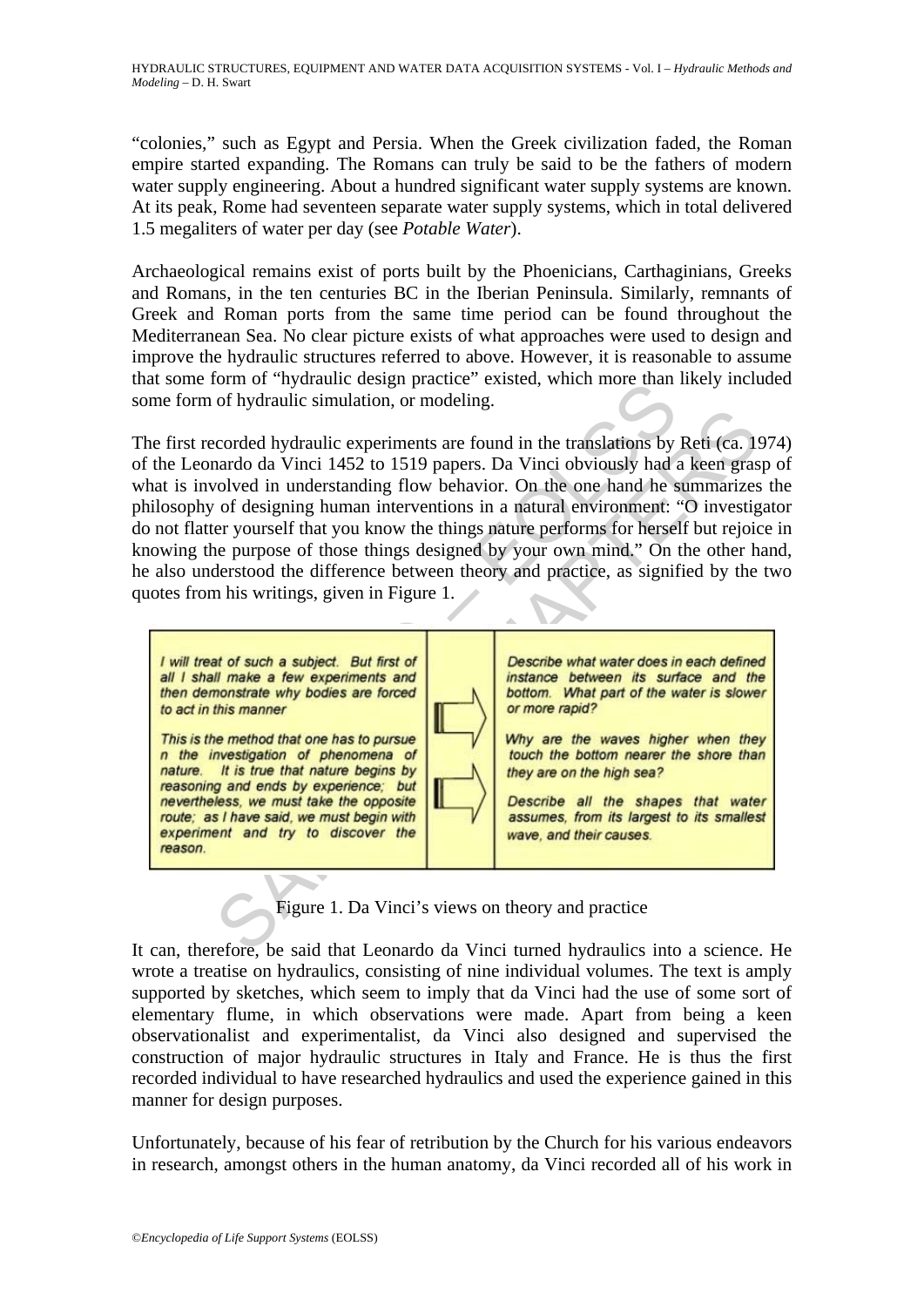"colonies," such as Egypt and Persia. When the Greek civilization faded, the Roman empire started expanding. The Romans can truly be said to be the fathers of modern water supply engineering. About a hundred significant water supply systems are known. At its peak, Rome had seventeen separate water supply systems, which in total delivered 1.5 megaliters of water per day (see *Potable Water*).

Archaeological remains exist of ports built by the Phoenicians, Carthaginians, Greeks and Romans, in the ten centuries BC in the Iberian Peninsula. Similarly, remnants of Greek and Roman ports from the same time period can be found throughout the Mediterranean Sea. No clear picture exists of what approaches were used to design and improve the hydraulic structures referred to above. However, it is reasonable to assume that some form of "hydraulic design practice" existed, which more than likely included some form of hydraulic simulation, or modeling.

The first recorded hydraulic experiments are found in the translations by Reti (ca. 1974) of the Leonardo da Vinci 1452 to 1519 papers. Da Vinci obviously had a keen grasp of what is involved in understanding flow behavior. On the one hand he summarizes the philosophy of designing human interventions in a natural environment: "O investigator do not flatter yourself that you know the things nature performs for herself but rejoice in knowing the purpose of those things designed by your own mind." On the other hand, he also understood the difference between theory and practice, as signified by the two quotes from his writings, given in Figure 1.

| | | |
|---|---|---|
| *I will treat of such a subject. But first of all I shall make a few experiments and then demonstrate why bodies are forced to act in this manner*<br><br>*This is the method that one has to pursue n the investigation of phenomena of nature. It is true that nature begins by reasoning and ends by experience; but nevertheless, we must take the opposite route; as I have said, we must begin with experiment and try to discover the reason.* | ⇨<br><br>⇨ | *Describe what water does in each defined instance between its surface and the bottom. What part of the water is slower or more rapid?*<br><br>*Why are the waves higher when they touch the bottom nearer the shore than they are on the high sea?*<br><br>*Describe all the shapes that water assumes, from its largest to its smallest wave, and their causes.* |

Figure 1. Da Vinci's views on theory and practice

It can, therefore, be said that Leonardo da Vinci turned hydraulics into a science. He wrote a treatise on hydraulics, consisting of nine individual volumes. The text is amply supported by sketches, which seem to imply that da Vinci had the use of some sort of elementary flume, in which observations were made. Apart from being a keen observationalist and experimentalist, da Vinci also designed and supervised the construction of major hydraulic structures in Italy and France. He is thus the first recorded individual to have researched hydraulics and used the experience gained in this manner for design purposes.

Unfortunately, because of his fear of retribution by the Church for his various endeavors in research, amongst others in the human anatomy, da Vinci recorded all of his work in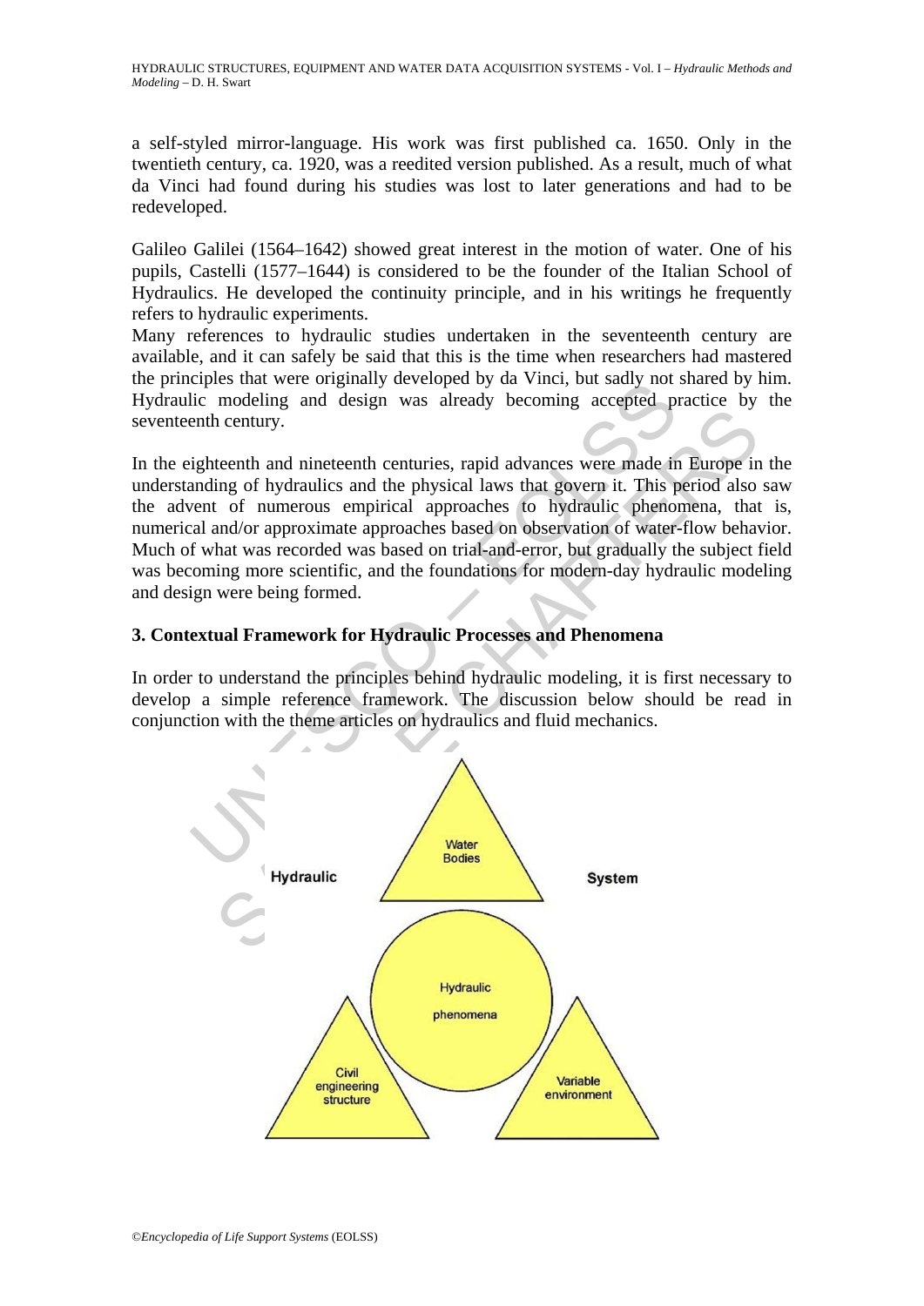a self-styled mirror-language. His work was first published ca. 1650. Only in the twentieth century, ca. 1920, was a reedited version published. As a result, much of what da Vinci had found during his studies was lost to later generations and had to be redeveloped.

Galileo Galilei (1564–1642) showed great interest in the motion of water. One of his pupils, Castelli (1577–1644) is considered to be the founder of the Italian School of Hydraulics. He developed the continuity principle, and in his writings he frequently refers to hydraulic experiments.

Many references to hydraulic studies undertaken in the seventeenth century are available, and it can safely be said that this is the time when researchers had mastered the principles that were originally developed by da Vinci, but sadly not shared by him. Hydraulic modeling and design was already becoming accepted practice by the seventeenth century.

In the eighteenth and nineteenth centuries, rapid advances were made in Europe in the understanding of hydraulics and the physical laws that govern it. This period also saw the advent of numerous empirical approaches to hydraulic phenomena, that is, numerical and/or approximate approaches based on observation of water-flow behavior. Much of what was recorded was based on trial-and-error, but gradually the subject field was becoming more scientific, and the foundations for modern-day hydraulic modeling and design were being formed.

## 3. Contextual Framework for Hydraulic Processes and Phenomena

In order to understand the principles behind hydraulic modeling, it is first necessary to develop a simple reference framework. The discussion below should be read in conjunction with the theme articles on hydraulics and fluid mechanics.

Hydraulic System

Water Bodies

Hydraulic phenomena

Civil engineering structure

Variable environment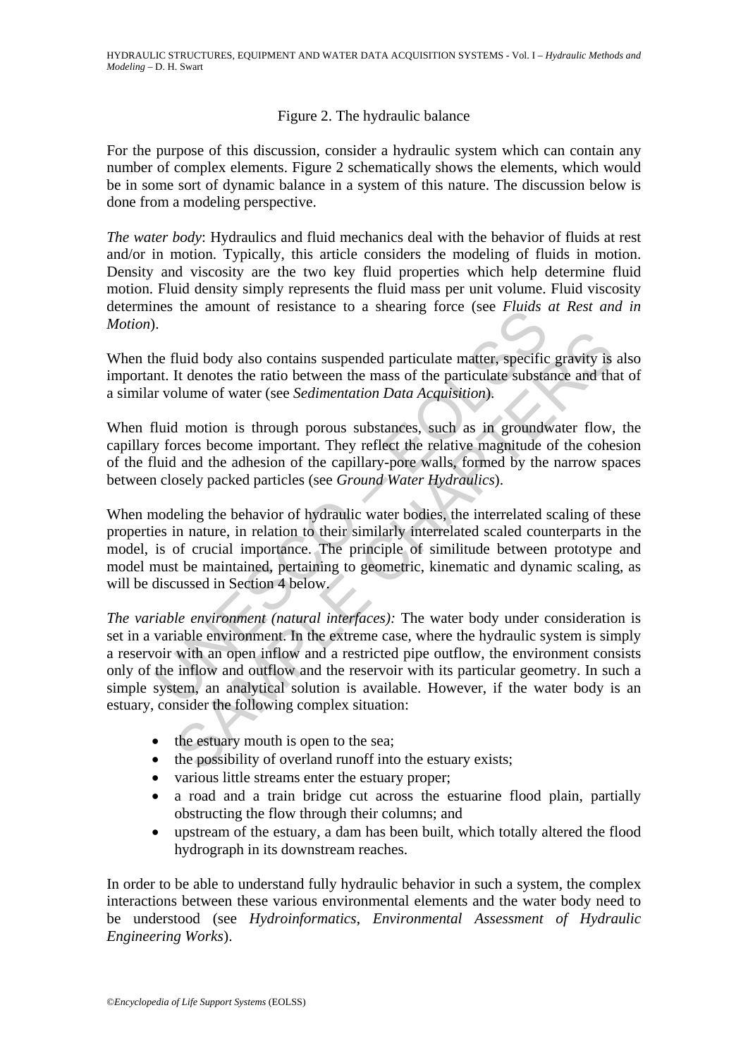Figure 2. The hydraulic balance

For the purpose of this discussion, consider a hydraulic system which can contain any number of complex elements. Figure 2 schematically shows the elements, which would be in some sort of dynamic balance in a system of this nature. The discussion below is done from a modeling perspective.

*The water body*: Hydraulics and fluid mechanics deal with the behavior of fluids at rest and/or in motion. Typically, this article considers the modeling of fluids in motion. Density and viscosity are the two key fluid properties which help determine fluid motion. Fluid density simply represents the fluid mass per unit volume. Fluid viscosity determines the amount of resistance to a shearing force (see *Fluids at Rest and in Motion*).

When the fluid body also contains suspended particulate matter, specific gravity is also important. It denotes the ratio between the mass of the particulate substance and that of a similar volume of water (see *Sedimentation Data Acquisition*).

When fluid motion is through porous substances, such as in groundwater flow, the capillary forces become important. They reflect the relative magnitude of the cohesion of the fluid and the adhesion of the capillary-pore walls, formed by the narrow spaces between closely packed particles (see *Ground Water Hydraulics*).

When modeling the behavior of hydraulic water bodies, the interrelated scaling of these properties in nature, in relation to their similarly interrelated scaled counterparts in the model, is of crucial importance. The principle of similitude between prototype and model must be maintained, pertaining to geometric, kinematic and dynamic scaling, as will be discussed in Section 4 below.

*The variable environment (natural interfaces):* The water body under consideration is set in a variable environment. In the extreme case, where the hydraulic system is simply a reservoir with an open inflow and a restricted pipe outflow, the environment consists only of the inflow and outflow and the reservoir with its particular geometry. In such a simple system, an analytical solution is available. However, if the water body is an estuary, consider the following complex situation:

- the estuary mouth is open to the sea;
- the possibility of overland runoff into the estuary exists;
- various little streams enter the estuary proper;
- a road and a train bridge cut across the estuarine flood plain, partially obstructing the flow through their columns; and
- upstream of the estuary, a dam has been built, which totally altered the flood hydrograph in its downstream reaches.

In order to be able to understand fully hydraulic behavior in such a system, the complex interactions between these various environmental elements and the water body need to be understood (see *Hydroinformatics*, *Environmental Assessment of Hydraulic Engineering Works*).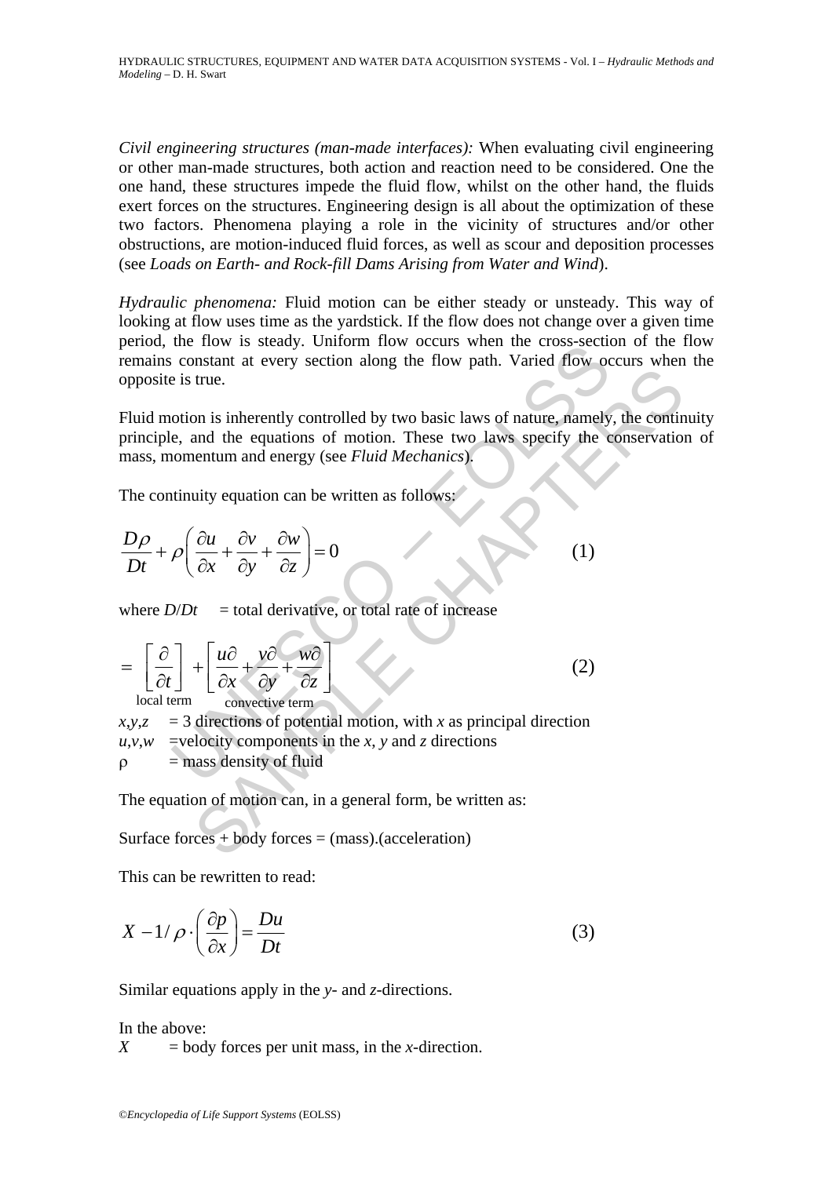*Civil engineering structures (man-made interfaces):* When evaluating civil engineering or other man-made structures, both action and reaction need to be considered. One the one hand, these structures impede the fluid flow, whilst on the other hand, the fluids exert forces on the structures. Engineering design is all about the optimization of these two factors. Phenomena playing a role in the vicinity of structures and/or other obstructions, are motion-induced fluid forces, as well as scour and deposition processes (see *Loads on Earth- and Rock-fill Dams Arising from Water and Wind*).

*Hydraulic phenomena:* Fluid motion can be either steady or unsteady. This way of looking at flow uses time as the yardstick. If the flow does not change over a given time period, the flow is steady. Uniform flow occurs when the cross-section of the flow remains constant at every section along the flow path. Varied flow occurs when the opposite is true.

Fluid motion is inherently controlled by two basic laws of nature, namely, the continuity principle, and the equations of motion. These two laws specify the conservation of mass, momentum and energy (see *Fluid Mechanics*).

The continuity equation can be written as follows:

$$\frac{D\rho}{Dt} + \rho\left(\frac{\partial u}{\partial x} + \frac{\partial v}{\partial y} + \frac{\partial w}{\partial z}\right) = 0 \qquad (1)$$

where $D/Dt$ = total derivative, or total rate of increase

$$= \underbrace{\left[\frac{\partial}{\partial t}\right]}_{\text{local term}} + \underbrace{\left[\frac{u\partial}{\partial x} + \frac{v\partial}{\partial y} + \frac{w\partial}{\partial z}\right]}_{\text{convective term}} \qquad (2)$$

$x,y,z$ = 3 directions of potential motion, with $x$ as principal direction
$u,v,w$ = velocity components in the $x$, $y$ and $z$ directions
$\rho$ = mass density of fluid

The equation of motion can, in a general form, be written as:

Surface forces + body forces = (mass).(acceleration)

This can be rewritten to read:

$$X - 1/\rho \cdot \left(\frac{\partial p}{\partial x}\right) = \frac{Du}{Dt} \qquad (3)$$

Similar equations apply in the $y$- and $z$-directions.

In the above:
$X$ = body forces per unit mass, in the $x$-direction.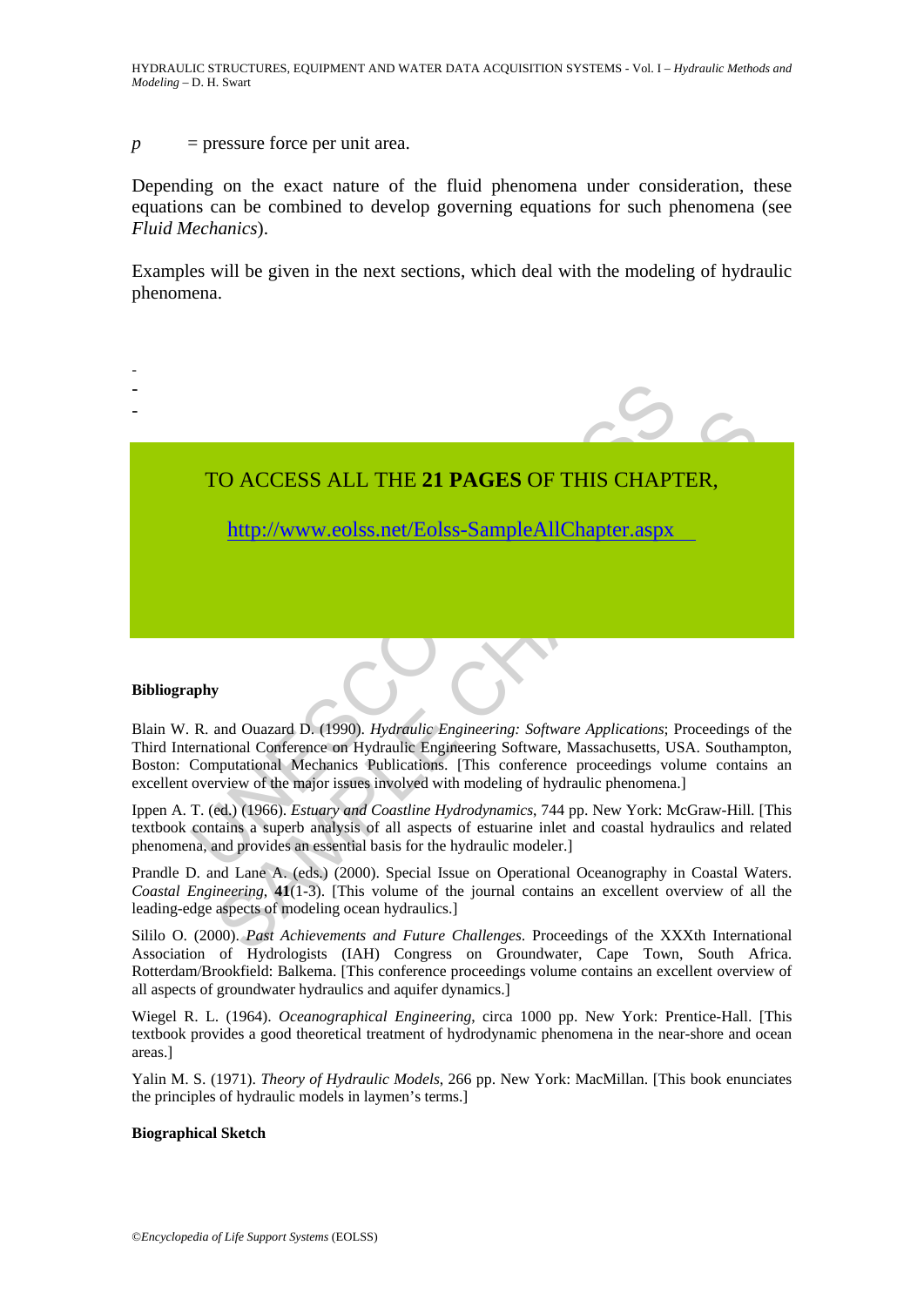$p$ = pressure force per unit area.

Depending on the exact nature of the fluid phenomena under consideration, these equations can be combined to develop governing equations for such phenomena (see *Fluid Mechanics*).

Examples will be given in the next sections, which deal with the modeling of hydraulic phenomena.

-
-
-

TO ACCESS ALL THE **21 PAGES** OF THIS CHAPTER,

http://www.eolss.net/Eolss-SampleAllChapter.aspx

**Bibliography**

Blain W. R. and Ouazard D. (1990). *Hydraulic Engineering: Software Applications*; Proceedings of the Third International Conference on Hydraulic Engineering Software, Massachusetts, USA. Southampton, Boston: Computational Mechanics Publications. [This conference proceedings volume contains an excellent overview of the major issues involved with modeling of hydraulic phenomena.]

Ippen A. T. (ed.) (1966). *Estuary and Coastline Hydrodynamics*, 744 pp. New York: McGraw-Hill. [This textbook contains a superb analysis of all aspects of estuarine inlet and coastal hydraulics and related phenomena, and provides an essential basis for the hydraulic modeler.]

Prandle D. and Lane A. (eds.) (2000). Special Issue on Operational Oceanography in Coastal Waters. *Coastal Engineering*, **41**(1-3). [This volume of the journal contains an excellent overview of all the leading-edge aspects of modeling ocean hydraulics.]

Sililo O. (2000). *Past Achievements and Future Challenges*. Proceedings of the XXXth International Association of Hydrologists (IAH) Congress on Groundwater, Cape Town, South Africa. Rotterdam/Brookfield: Balkema. [This conference proceedings volume contains an excellent overview of all aspects of groundwater hydraulics and aquifer dynamics.]

Wiegel R. L. (1964). *Oceanographical Engineering*, circa 1000 pp. New York: Prentice-Hall. [This textbook provides a good theoretical treatment of hydrodynamic phenomena in the near-shore and ocean areas.]

Yalin M. S. (1971). *Theory of Hydraulic Models*, 266 pp. New York: MacMillan. [This book enunciates the principles of hydraulic models in laymen's terms.]

**Biographical Sketch**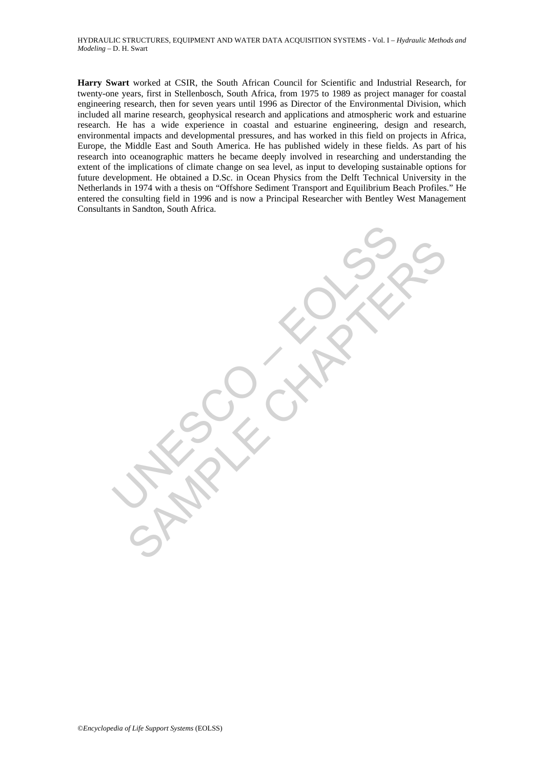**Harry Swart** worked at CSIR, the South African Council for Scientific and Industrial Research, for twenty-one years, first in Stellenbosch, South Africa, from 1975 to 1989 as project manager for coastal engineering research, then for seven years until 1996 as Director of the Environmental Division, which included all marine research, geophysical research and applications and atmospheric work and estuarine research. He has a wide experience in coastal and estuarine engineering, design and research, environmental impacts and developmental pressures, and has worked in this field on projects in Africa, Europe, the Middle East and South America. He has published widely in these fields. As part of his research into oceanographic matters he became deeply involved in researching and understanding the extent of the implications of climate change on sea level, as input to developing sustainable options for future development. He obtained a D.Sc. in Ocean Physics from the Delft Technical University in the Netherlands in 1974 with a thesis on "Offshore Sediment Transport and Equilibrium Beach Profiles." He entered the consulting field in 1996 and is now a Principal Researcher with Bentley West Management Consultants in Sandton, South Africa.